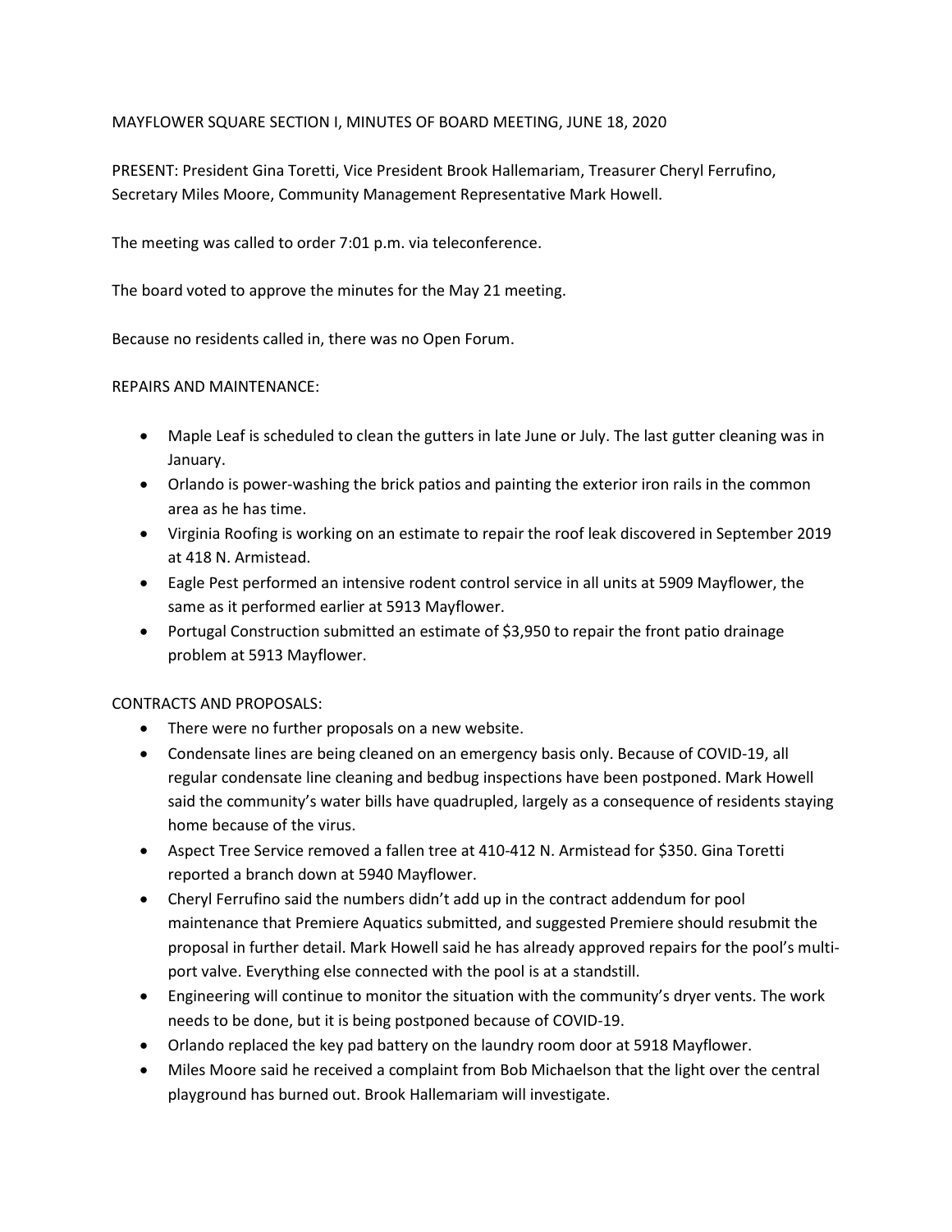MAYFLOWER SQUARE SECTION I, MINUTES OF BOARD MEETING, JUNE 18, 2020

PRESENT: President Gina Toretti, Vice President Brook Hallemariam, Treasurer Cheryl Ferrufino, Secretary Miles Moore, Community Management Representative Mark Howell.

The meeting was called to order 7:01 p.m. via teleconference.

The board voted to approve the minutes for the May 21 meeting.

Because no residents called in, there was no Open Forum.

REPAIRS AND MAINTENANCE:

- Maple Leaf is scheduled to clean the gutters in late June or July. The last gutter cleaning was in January.
- Orlando is power-washing the brick patios and painting the exterior iron rails in the common area as he has time.
- Virginia Roofing is working on an estimate to repair the roof leak discovered in September 2019 at 418 N. Armistead.
- Eagle Pest performed an intensive rodent control service in all units at 5909 Mayflower, the same as it performed earlier at 5913 Mayflower.
- Portugal Construction submitted an estimate of $3,950 to repair the front patio drainage problem at 5913 Mayflower.

CONTRACTS AND PROPOSALS:

- There were no further proposals on a new website.
- Condensate lines are being cleaned on an emergency basis only. Because of COVID-19, all regular condensate line cleaning and bedbug inspections have been postponed. Mark Howell said the community's water bills have quadrupled, largely as a consequence of residents staying home because of the virus.
- Aspect Tree Service removed a fallen tree at 410-412 N. Armistead for $350. Gina Toretti reported a branch down at 5940 Mayflower.
- Cheryl Ferrufino said the numbers didn't add up in the contract addendum for pool maintenance that Premiere Aquatics submitted, and suggested Premiere should resubmit the proposal in further detail. Mark Howell said he has already approved repairs for the pool's multi-port valve. Everything else connected with the pool is at a standstill.
- Engineering will continue to monitor the situation with the community's dryer vents. The work needs to be done, but it is being postponed because of COVID-19.
- Orlando replaced the key pad battery on the laundry room door at 5918 Mayflower.
- Miles Moore said he received a complaint from Bob Michaelson that the light over the central playground has burned out. Brook Hallemariam will investigate.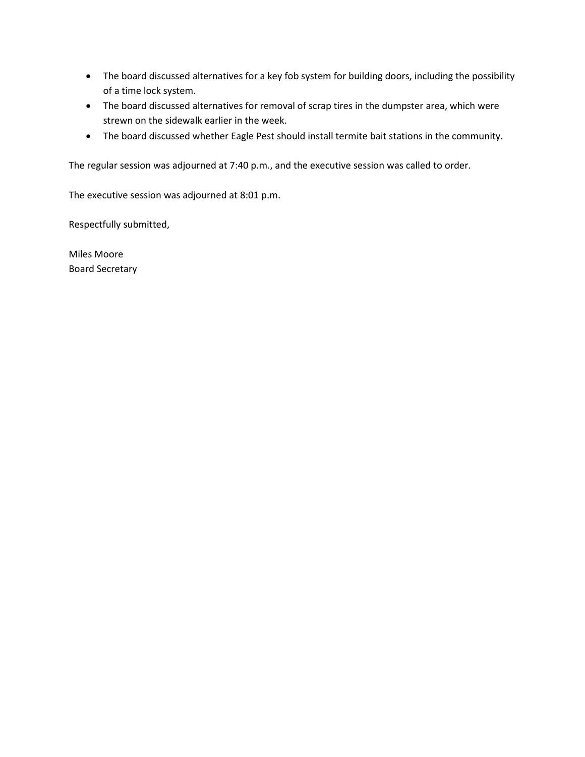- The board discussed alternatives for a key fob system for building doors, including the possibility of a time lock system.
- The board discussed alternatives for removal of scrap tires in the dumpster area, which were strewn on the sidewalk earlier in the week.
- The board discussed whether Eagle Pest should install termite bait stations in the community.

The regular session was adjourned at 7:40 p.m., and the executive session was called to order.

The executive session was adjourned at 8:01 p.m.

Respectfully submitted,

Miles Moore
Board Secretary